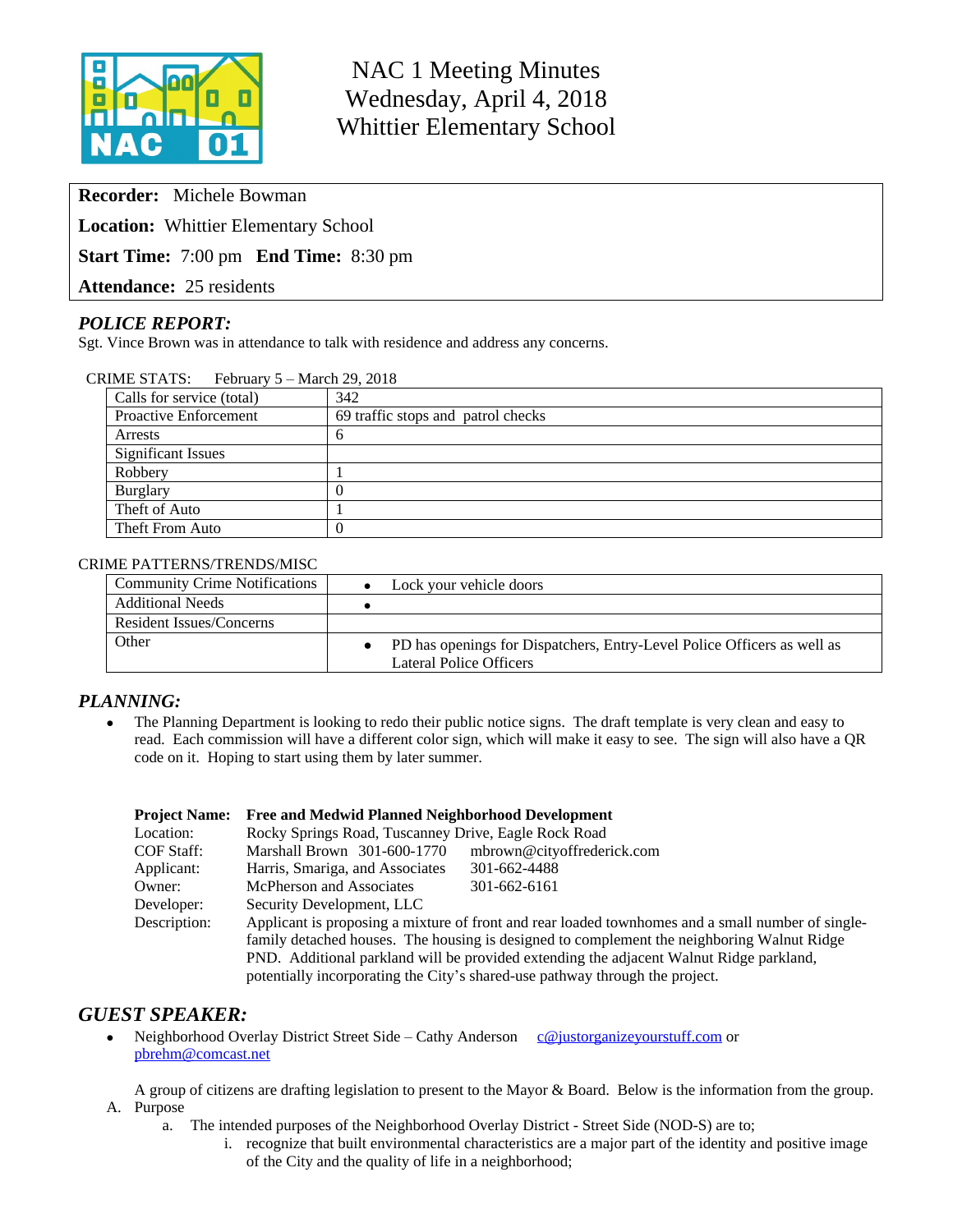# NAC 1 Meeting Minutes
## Wednesday, April 4, 2018
## Whittier Elementary School

**Recorder:** Michele Bowman

**Location:** Whittier Elementary School

**Start Time:** 7:00 pm **End Time:** 8:30 pm

**Attendance:** 25 residents

### *POLICE REPORT:*

Sgt. Vince Brown was in attendance to talk with residence and address any concerns.

CRIME STATS: February 5 – March 29, 2018

| | |
|---|---|
| Calls for service (total) | 342 |
| Proactive Enforcement | 69 traffic stops and patrol checks |
| Arrests | 6 |
| Significant Issues | |
| Robbery | 1 |
| Burglary | 0 |
| Theft of Auto | 1 |
| Theft From Auto | 0 |

CRIME PATTERNS/TRENDS/MISC

| | |
|---|---|
| Community Crime Notifications | • Lock your vehicle doors |
| Additional Needs | • |
| Resident Issues/Concerns | |
| Other | • PD has openings for Dispatchers, Entry-Level Police Officers as well as Lateral Police Officers |

### *PLANNING:*

- The Planning Department is looking to redo their public notice signs. The draft template is very clean and easy to read. Each commission will have a different color sign, which will make it easy to see. The sign will also have a QR code on it. Hoping to start using them by later summer.

| | | |
|---|---|---|
| **Project Name:** | **Free and Medwid Planned Neighborhood Development** | |
| Location: | Rocky Springs Road, Tuscanney Drive, Eagle Rock Road | |
| COF Staff: | Marshall Brown 301-600-1770 | mbrown@cityoffrederick.com |
| Applicant: | Harris, Smariga, and Associates | 301-662-4488 |
| Owner: | McPherson and Associates | 301-662-6161 |
| Developer: | Security Development, LLC | |
| Description: | Applicant is proposing a mixture of front and rear loaded townhomes and a small number of single-family detached houses. The housing is designed to complement the neighboring Walnut Ridge PND. Additional parkland will be provided extending the adjacent Walnut Ridge parkland, potentially incorporating the City's shared-use pathway through the project. | |

### *GUEST SPEAKER:*

- Neighborhood Overlay District Street Side – Cathy Anderson c@justorganizeyourstuff.com or pbrehm@comcast.net

  A group of citizens are drafting legislation to present to the Mayor & Board. Below is the information from the group.

A. Purpose
   a. The intended purposes of the Neighborhood Overlay District - Street Side (NOD-S) are to;
      i. recognize that built environmental characteristics are a major part of the identity and positive image of the City and the quality of life in a neighborhood;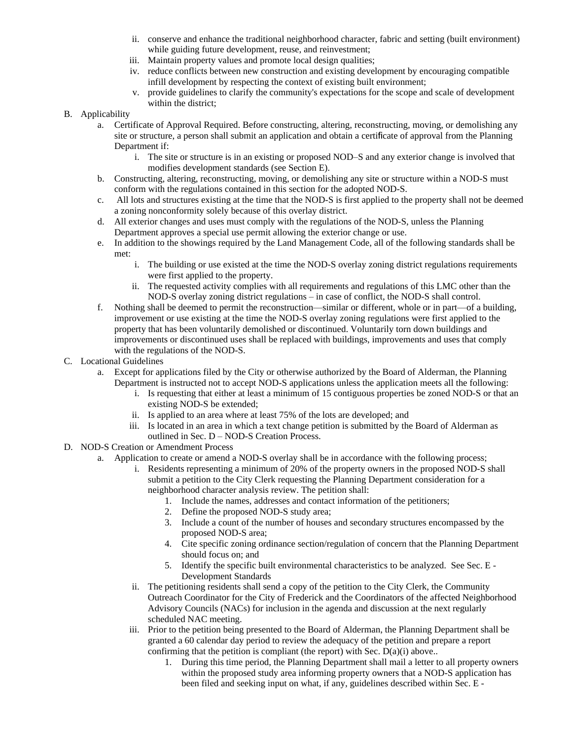ii. conserve and enhance the traditional neighborhood character, fabric and setting (built environment) while guiding future development, reuse, and reinvestment;
   iii. Maintain property values and promote local design qualities;
   iv. reduce conflicts between new construction and existing development by encouraging compatible infill development by respecting the context of existing built environment;
   v. provide guidelines to clarify the community's expectations for the scope and scale of development within the district;

B. Applicability
   a. Certificate of Approval Required. Before constructing, altering, reconstructing, moving, or demolishing any site or structure, a person shall submit an application and obtain a certificate of approval from the Planning Department if:
      i. The site or structure is in an existing or proposed NOD–S and any exterior change is involved that modifies development standards (see Section E).
   b. Constructing, altering, reconstructing, moving, or demolishing any site or structure within a NOD-S must conform with the regulations contained in this section for the adopted NOD-S.
   c. All lots and structures existing at the time that the NOD-S is first applied to the property shall not be deemed a zoning nonconformity solely because of this overlay district.
   d. All exterior changes and uses must comply with the regulations of the NOD-S, unless the Planning Department approves a special use permit allowing the exterior change or use.
   e. In addition to the showings required by the Land Management Code, all of the following standards shall be met:
      i. The building or use existed at the time the NOD-S overlay zoning district regulations requirements were first applied to the property.
      ii. The requested activity complies with all requirements and regulations of this LMC other than the NOD-S overlay zoning district regulations – in case of conflict, the NOD-S shall control.
   f. Nothing shall be deemed to permit the reconstruction—similar or different, whole or in part—of a building, improvement or use existing at the time the NOD-S overlay zoning regulations were first applied to the property that has been voluntarily demolished or discontinued. Voluntarily torn down buildings and improvements or discontinued uses shall be replaced with buildings, improvements and uses that comply with the regulations of the NOD-S.

C. Locational Guidelines
   a. Except for applications filed by the City or otherwise authorized by the Board of Alderman, the Planning Department is instructed not to accept NOD-S applications unless the application meets all the following:
      i. Is requesting that either at least a minimum of 15 contiguous properties be zoned NOD-S or that an existing NOD-S be extended;
      ii. Is applied to an area where at least 75% of the lots are developed; and
      iii. Is located in an area in which a text change petition is submitted by the Board of Alderman as outlined in Sec. D – NOD-S Creation Process.

D. NOD-S Creation or Amendment Process
   a. Application to create or amend a NOD-S overlay shall be in accordance with the following process;
      i. Residents representing a minimum of 20% of the property owners in the proposed NOD-S shall submit a petition to the City Clerk requesting the Planning Department consideration for a neighborhood character analysis review. The petition shall:
         1. Include the names, addresses and contact information of the petitioners;
         2. Define the proposed NOD-S study area;
         3. Include a count of the number of houses and secondary structures encompassed by the proposed NOD-S area;
         4. Cite specific zoning ordinance section/regulation of concern that the Planning Department should focus on; and
         5. Identify the specific built environmental characteristics to be analyzed. See Sec. E - Development Standards
      ii. The petitioning residents shall send a copy of the petition to the City Clerk, the Community Outreach Coordinator for the City of Frederick and the Coordinators of the affected Neighborhood Advisory Councils (NACs) for inclusion in the agenda and discussion at the next regularly scheduled NAC meeting.
      iii. Prior to the petition being presented to the Board of Alderman, the Planning Department shall be granted a 60 calendar day period to review the adequacy of the petition and prepare a report confirming that the petition is compliant (the report) with Sec. D(a)(i) above..
         1. During this time period, the Planning Department shall mail a letter to all property owners within the proposed study area informing property owners that a NOD-S application has been filed and seeking input on what, if any, guidelines described within Sec. E -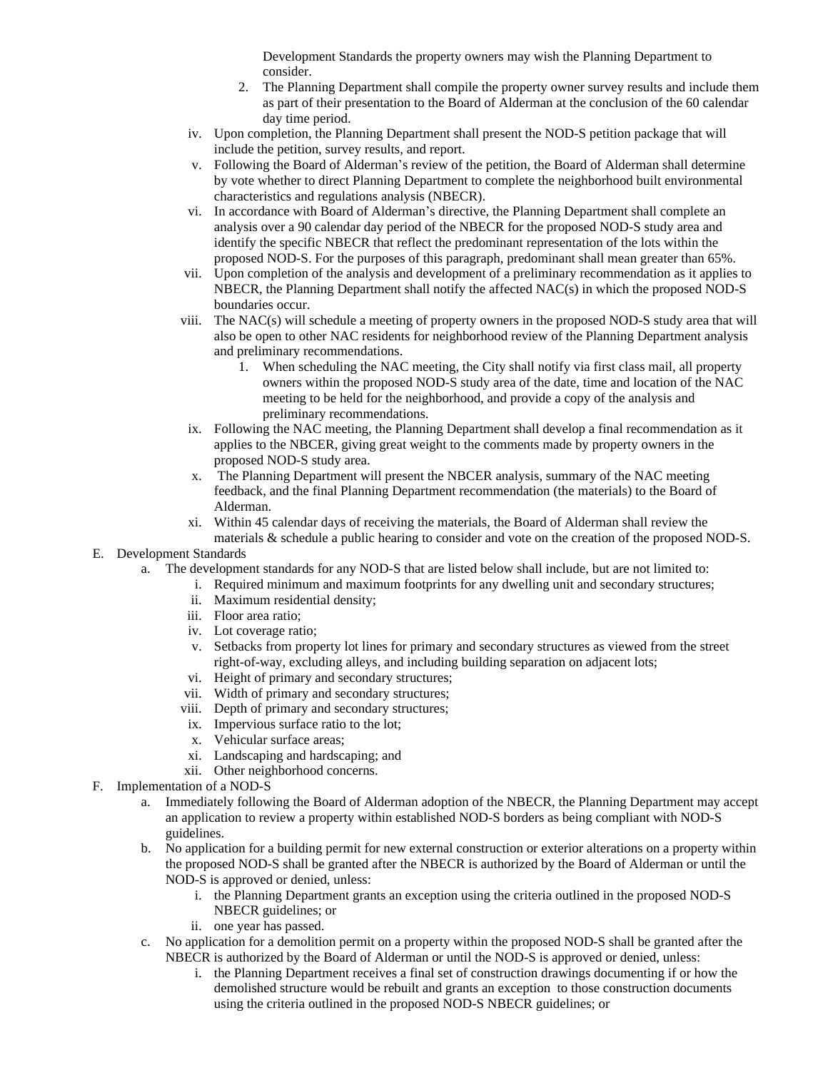Development Standards the property owners may wish the Planning Department to consider.

2. The Planning Department shall compile the property owner survey results and include them as part of their presentation to the Board of Alderman at the conclusion of the 60 calendar day time period.

iv. Upon completion, the Planning Department shall present the NOD-S petition package that will include the petition, survey results, and report.

v. Following the Board of Alderman's review of the petition, the Board of Alderman shall determine by vote whether to direct Planning Department to complete the neighborhood built environmental characteristics and regulations analysis (NBECR).

vi. In accordance with Board of Alderman's directive, the Planning Department shall complete an analysis over a 90 calendar day period of the NBECR for the proposed NOD-S study area and identify the specific NBECR that reflect the predominant representation of the lots within the proposed NOD-S. For the purposes of this paragraph, predominant shall mean greater than 65%.

vii. Upon completion of the analysis and development of a preliminary recommendation as it applies to NBECR, the Planning Department shall notify the affected NAC(s) in which the proposed NOD-S boundaries occur.

viii. The NAC(s) will schedule a meeting of property owners in the proposed NOD-S study area that will also be open to other NAC residents for neighborhood review of the Planning Department analysis and preliminary recommendations.

1. When scheduling the NAC meeting, the City shall notify via first class mail, all property owners within the proposed NOD-S study area of the date, time and location of the NAC meeting to be held for the neighborhood, and provide a copy of the analysis and preliminary recommendations.

ix. Following the NAC meeting, the Planning Department shall develop a final recommendation as it applies to the NBCER, giving great weight to the comments made by property owners in the proposed NOD-S study area.

x. The Planning Department will present the NBCER analysis, summary of the NAC meeting feedback, and the final Planning Department recommendation (the materials) to the Board of Alderman.

xi. Within 45 calendar days of receiving the materials, the Board of Alderman shall review the materials & schedule a public hearing to consider and vote on the creation of the proposed NOD-S.

E. Development Standards

a. The development standards for any NOD-S that are listed below shall include, but are not limited to:

i. Required minimum and maximum footprints for any dwelling unit and secondary structures;
ii. Maximum residential density;
iii. Floor area ratio;
iv. Lot coverage ratio;
v. Setbacks from property lot lines for primary and secondary structures as viewed from the street right-of-way, excluding alleys, and including building separation on adjacent lots;
vi. Height of primary and secondary structures;
vii. Width of primary and secondary structures;
viii. Depth of primary and secondary structures;
ix. Impervious surface ratio to the lot;
x. Vehicular surface areas;
xi. Landscaping and hardscaping; and
xii. Other neighborhood concerns.

F. Implementation of a NOD-S

a. Immediately following the Board of Alderman adoption of the NBECR, the Planning Department may accept an application to review a property within established NOD-S borders as being compliant with NOD-S guidelines.

b. No application for a building permit for new external construction or exterior alterations on a property within the proposed NOD-S shall be granted after the NBECR is authorized by the Board of Alderman or until the NOD-S is approved or denied, unless:

i. the Planning Department grants an exception using the criteria outlined in the proposed NOD-S NBECR guidelines; or
ii. one year has passed.

c. No application for a demolition permit on a property within the proposed NOD-S shall be granted after the NBECR is authorized by the Board of Alderman or until the NOD-S is approved or denied, unless:

i. the Planning Department receives a final set of construction drawings documenting if or how the demolished structure would be rebuilt and grants an exception to those construction documents using the criteria outlined in the proposed NOD-S NBECR guidelines; or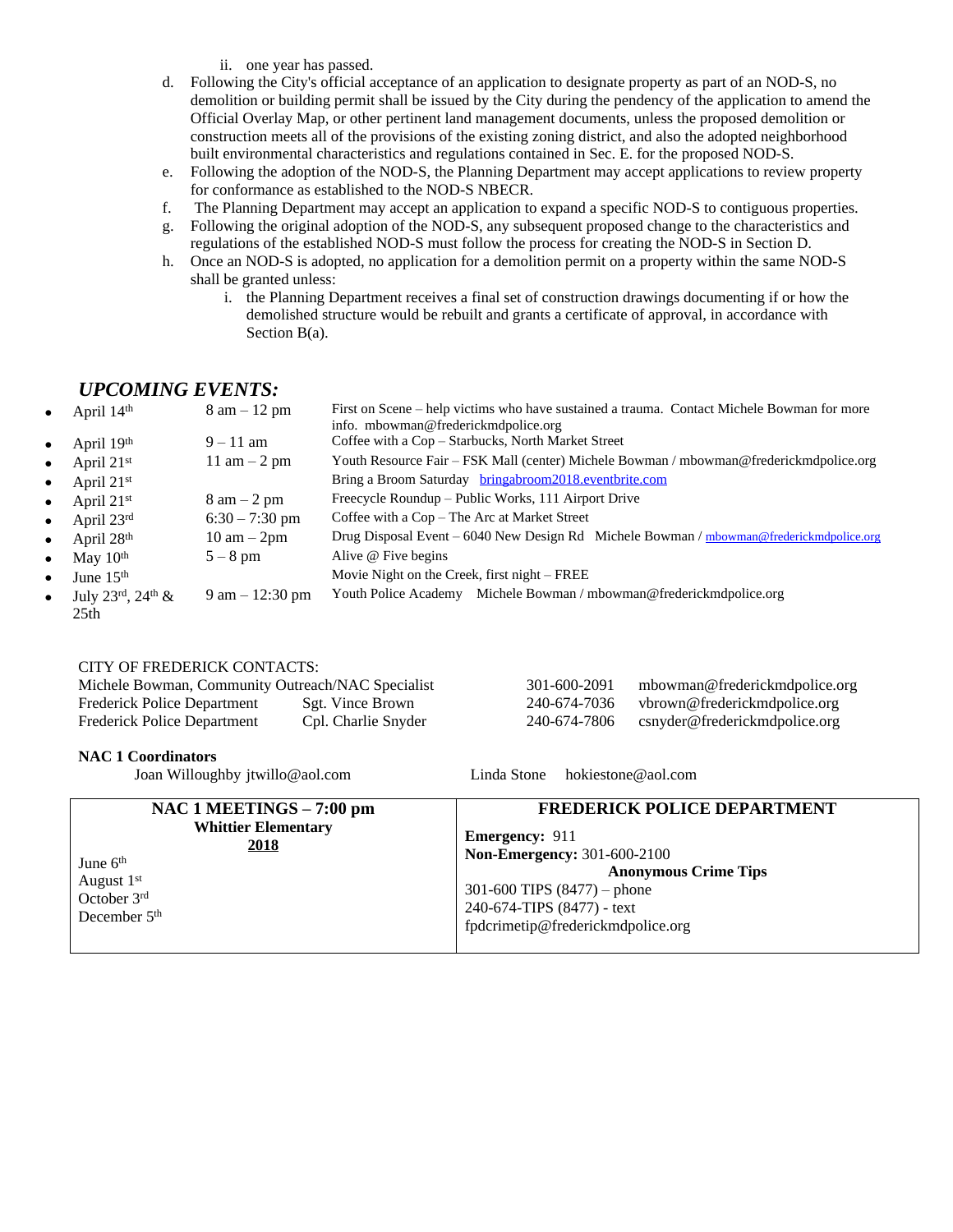ii. one year has passed.

d. Following the City's official acceptance of an application to designate property as part of an NOD-S, no demolition or building permit shall be issued by the City during the pendency of the application to amend the Official Overlay Map, or other pertinent land management documents, unless the proposed demolition or construction meets all of the provisions of the existing zoning district, and also the adopted neighborhood built environmental characteristics and regulations contained in Sec. E. for the proposed NOD-S.

e. Following the adoption of the NOD-S, the Planning Department may accept applications to review property for conformance as established to the NOD-S NBECR.

f. The Planning Department may accept an application to expand a specific NOD-S to contiguous properties.

g. Following the original adoption of the NOD-S, any subsequent proposed change to the characteristics and regulations of the established NOD-S must follow the process for creating the NOD-S in Section D.

h. Once an NOD-S is adopted, no application for a demolition permit on a property within the same NOD-S shall be granted unless:

   i. the Planning Department receives a final set of construction drawings documenting if or how the demolished structure would be rebuilt and grants a certificate of approval, in accordance with Section B(a).

## *UPCOMING EVENTS:*

| | | |
|---|---|---|
| April 14th | 8 am – 12 pm | First on Scene – help victims who have sustained a trauma. Contact Michele Bowman for more info. mbowman@frederickmdpolice.org |
| April 19th | 9 – 11 am | Coffee with a Cop – Starbucks, North Market Street |
| April 21st | 11 am – 2 pm | Youth Resource Fair – FSK Mall (center) Michele Bowman / mbowman@frederickmdpolice.org |
| April 21st | | Bring a Broom Saturday bringabroom2018.eventbrite.com |
| April 21st | 8 am – 2 pm | Freecycle Roundup – Public Works, 111 Airport Drive |
| April 23rd | 6:30 – 7:30 pm | Coffee with a Cop – The Arc at Market Street |
| April 28th | 10 am – 2pm | Drug Disposal Event – 6040 New Design Rd Michele Bowman / mbowman@frederickmdpolice.org |
| May 10th | 5 – 8 pm | Alive @ Five begins |
| June 15th | | Movie Night on the Creek, first night – FREE |
| July 23rd, 24th & 25th | 9 am – 12:30 pm | Youth Police Academy Michele Bowman / mbowman@frederickmdpolice.org |

CITY OF FREDERICK CONTACTS:

| | | | |
|---|---|---|---|
| Michele Bowman, Community Outreach/NAC Specialist | | 301-600-2091 | mbowman@frederickmdpolice.org |
| Frederick Police Department | Sgt. Vince Brown | 240-674-7036 | vbrown@frederickmdpolice.org |
| Frederick Police Department | Cpl. Charlie Snyder | 240-674-7806 | csnyder@frederickmdpolice.org |

**NAC 1 Coordinators**

Joan Willoughby jtwillo@aol.com     Linda Stone hokiestone@aol.com

| NAC 1 MEETINGS – 7:00 pm | FREDERICK POLICE DEPARTMENT |
|---|---|
| **Whittier Elementary**<br>**2018**<br>June 6th<br>August 1st<br>October 3rd<br>December 5th | **Emergency:** 911<br>**Non-Emergency:** 301-600-2100<br>**Anonymous Crime Tips**<br>301-600 TIPS (8477) – phone<br>240-674-TIPS (8477) - text<br>fpdcrimetip@frederickmdpolice.org |